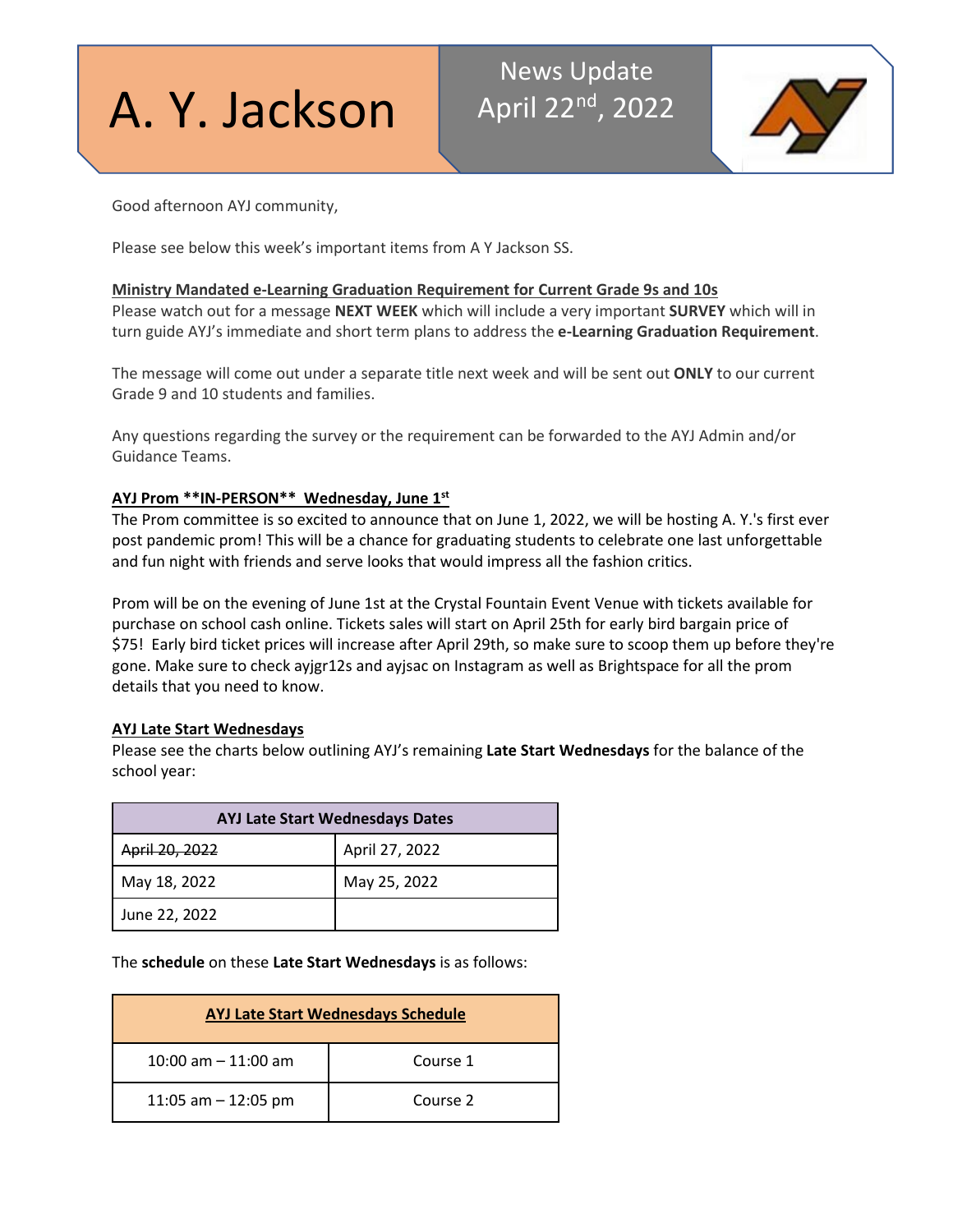# A. Y. Jackson

News Update April 22nd, 2022

Good afternoon AYJ community,

Please see below this week's important items from A Y Jackson SS.

**Ministry Mandated e-Learning Graduation Requirement for Current Grade 9s and 10s**

Please watch out for a message **NEXT WEEK** which will include a very important **SURVEY** which will in turn guide AYJ's immediate and short term plans to address the **e-Learning Graduation Requirement**.

The message will come out under a separate title next week and will be sent out **ONLY** to our current Grade 9 and 10 students and families.

Any questions regarding the survey or the requirement can be forwarded to the AYJ Admin and/or Guidance Teams.

**AYJ Prom **IN-PERSON** Wednesday, June 1st**

The Prom committee is so excited to announce that on June 1, 2022, we will be hosting A. Y.'s first ever post pandemic prom! This will be a chance for graduating students to celebrate one last unforgettable and fun night with friends and serve looks that would impress all the fashion critics.

Prom will be on the evening of June 1st at the Crystal Fountain Event Venue with tickets available for purchase on school cash online. Tickets sales will start on April 25th for early bird bargain price of $75! Early bird ticket prices will increase after April 29th, so make sure to scoop them up before they're gone. Make sure to check ayjgr12s and ayjsac on Instagram as well as Brightspace for all the prom details that you need to know.

**AYJ Late Start Wednesdays**

Please see the charts below outlining AYJ's remaining **Late Start Wednesdays** for the balance of the school year:

| AYJ Late Start Wednesdays Dates | |
|---|---|
| ~~April 20, 2022~~ | April 27, 2022 |
| May 18, 2022 | May 25, 2022 |
| June 22, 2022 | |

The **schedule** on these **Late Start Wednesdays** is as follows:

| AYJ Late Start Wednesdays Schedule | |
|---|---|
| 10:00 am – 11:00 am | Course 1 |
| 11:05 am – 12:05 pm | Course 2 |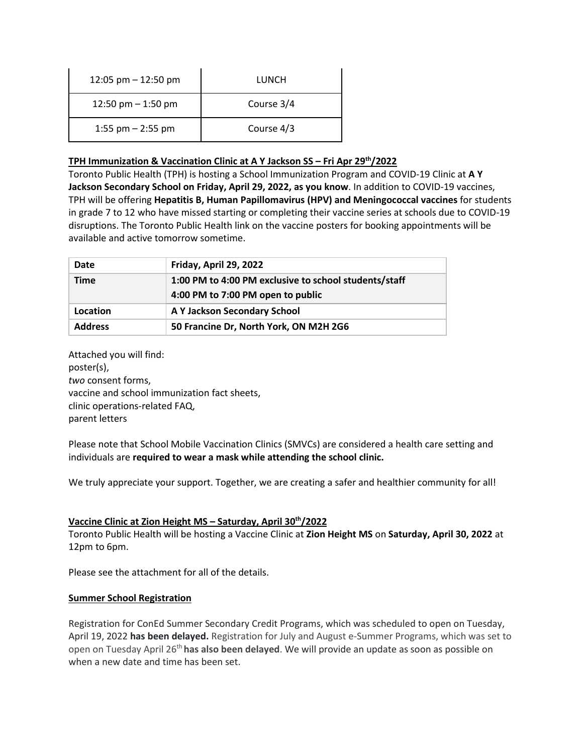| 12:05 pm – 12:50 pm | LUNCH |
|---|---|
| 12:50 pm – 1:50 pm | Course 3/4 |
| 1:55 pm – 2:55 pm | Course 4/3 |

**TPH Immunization & Vaccination Clinic at A Y Jackson SS – Fri Apr 29th/2022**

Toronto Public Health (TPH) is hosting a School Immunization Program and COVID-19 Clinic at **A Y Jackson Secondary School on Friday, April 29, 2022, as you know**. In addition to COVID-19 vaccines, TPH will be offering **Hepatitis B, Human Papillomavirus (HPV) and Meningococcal vaccines** for students in grade 7 to 12 who have missed starting or completing their vaccine series at schools due to COVID-19 disruptions. The Toronto Public Health link on the vaccine posters for booking appointments will be available and active tomorrow sometime.

| Date | Friday, April 29, 2022 |
|---|---|
| Time | 1:00 PM to 4:00 PM exclusive to school students/staff<br>4:00 PM to 7:00 PM open to public |
| Location | A Y Jackson Secondary School |
| Address | 50 Francine Dr, North York, ON M2H 2G6 |

Attached you will find:
poster(s),
*two* consent forms,
vaccine and school immunization fact sheets,
clinic operations-related FAQ,
parent letters

Please note that School Mobile Vaccination Clinics (SMVCs) are considered a health care setting and individuals are **required to wear a mask while attending the school clinic.**

We truly appreciate your support. Together, we are creating a safer and healthier community for all!

**Vaccine Clinic at Zion Height MS – Saturday, April 30th/2022**

Toronto Public Health will be hosting a Vaccine Clinic at **Zion Height MS** on **Saturday, April 30, 2022** at 12pm to 6pm.

Please see the attachment for all of the details.

**Summer School Registration**

Registration for ConEd Summer Secondary Credit Programs, which was scheduled to open on Tuesday, April 19, 2022 **has been delayed.** Registration for July and August e-Summer Programs, which was set to open on Tuesday April 26th **has also been delayed**. We will provide an update as soon as possible on when a new date and time has been set.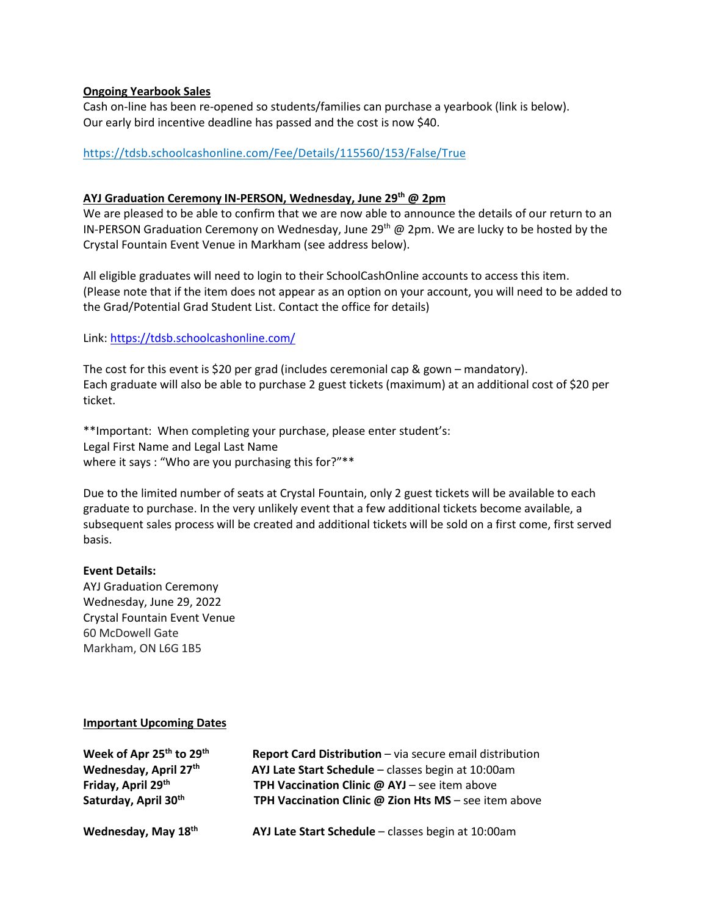**Ongoing Yearbook Sales**

Cash on-line has been re-opened so students/families can purchase a yearbook (link is below).
Our early bird incentive deadline has passed and the cost is now $40.

https://tdsb.schoolcashonline.com/Fee/Details/115560/153/False/True

**AYJ Graduation Ceremony IN-PERSON, Wednesday, June 29th @ 2pm**

We are pleased to be able to confirm that we are now able to announce the details of our return to an IN-PERSON Graduation Ceremony on Wednesday, June 29th @ 2pm. We are lucky to be hosted by the Crystal Fountain Event Venue in Markham (see address below).

All eligible graduates will need to login to their SchoolCashOnline accounts to access this item. (Please note that if the item does not appear as an option on your account, you will need to be added to the Grad/Potential Grad Student List. Contact the office for details)

Link: https://tdsb.schoolcashonline.com/

The cost for this event is $20 per grad (includes ceremonial cap & gown – mandatory).
Each graduate will also be able to purchase 2 guest tickets (maximum) at an additional cost of $20 per ticket.

**Important: When completing your purchase, please enter student's:
Legal First Name and Legal Last Name
where it says : "Who are you purchasing this for?"**

Due to the limited number of seats at Crystal Fountain, only 2 guest tickets will be available to each graduate to purchase. In the very unlikely event that a few additional tickets become available, a subsequent sales process will be created and additional tickets will be sold on a first come, first served basis.

**Event Details:**
AYJ Graduation Ceremony
Wednesday, June 29, 2022
Crystal Fountain Event Venue
60 McDowell Gate
Markham, ON L6G 1B5

**Important Upcoming Dates**

| | |
|---|---|
| **Week of Apr 25th to 29th** | **Report Card Distribution** – via secure email distribution |
| **Wednesday, April 27th** | **AYJ Late Start Schedule** – classes begin at 10:00am |
| **Friday, April 29th** | **TPH Vaccination Clinic @ AYJ** – see item above |
| **Saturday, April 30th** | **TPH Vaccination Clinic @ Zion Hts MS** – see item above |
| **Wednesday, May 18th** | **AYJ Late Start Schedule** – classes begin at 10:00am |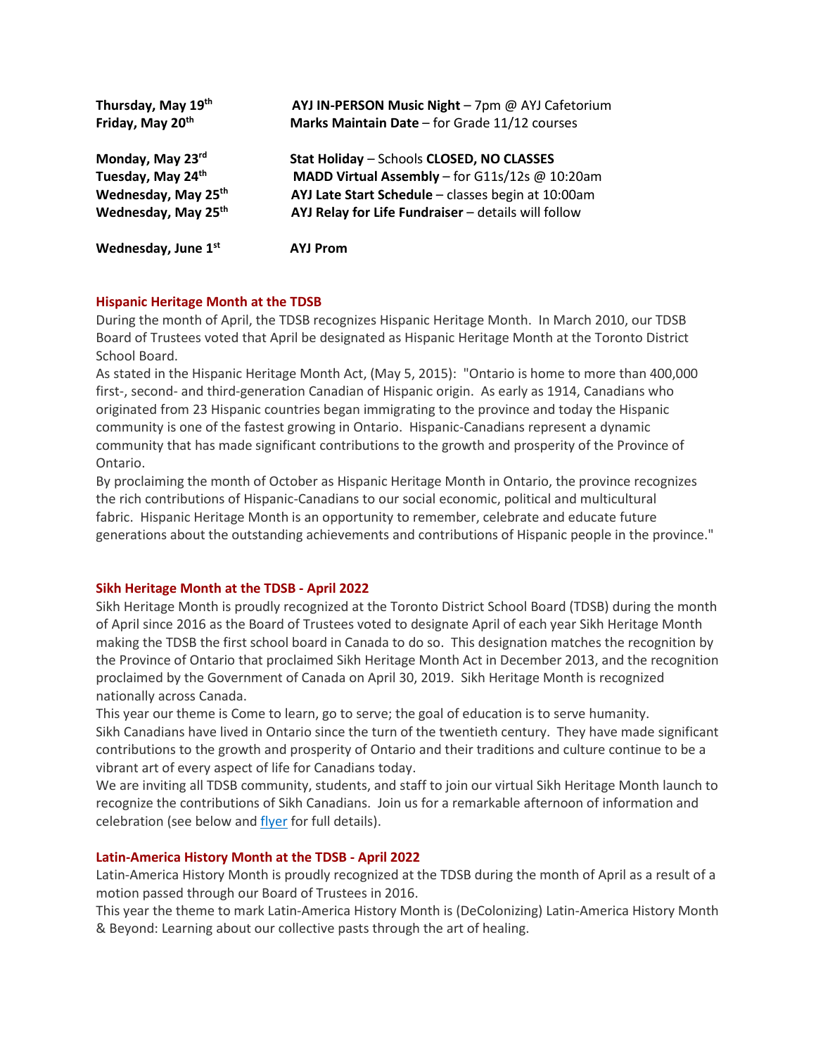| | |
|---|---|
| **Thursday, May 19th** | **AYJ IN-PERSON Music Night** – 7pm @ AYJ Cafetorium |
| **Friday, May 20th** | **Marks Maintain Date** – for Grade 11/12 courses |
| **Monday, May 23rd** | **Stat Holiday** – Schools **CLOSED, NO CLASSES** |
| **Tuesday, May 24th** | **MADD Virtual Assembly** – for G11s/12s @ 10:20am |
| **Wednesday, May 25th** | **AYJ Late Start Schedule** – classes begin at 10:00am |
| **Wednesday, May 25th** | **AYJ Relay for Life Fundraiser** – details will follow |
| **Wednesday, June 1st** | **AYJ Prom** |

### Hispanic Heritage Month at the TDSB

During the month of April, the TDSB recognizes Hispanic Heritage Month. In March 2010, our TDSB Board of Trustees voted that April be designated as Hispanic Heritage Month at the Toronto District School Board.

As stated in the Hispanic Heritage Month Act, (May 5, 2015): "Ontario is home to more than 400,000 first-, second- and third-generation Canadian of Hispanic origin. As early as 1914, Canadians who originated from 23 Hispanic countries began immigrating to the province and today the Hispanic community is one of the fastest growing in Ontario. Hispanic-Canadians represent a dynamic community that has made significant contributions to the growth and prosperity of the Province of Ontario.

By proclaiming the month of October as Hispanic Heritage Month in Ontario, the province recognizes the rich contributions of Hispanic-Canadians to our social economic, political and multicultural fabric. Hispanic Heritage Month is an opportunity to remember, celebrate and educate future generations about the outstanding achievements and contributions of Hispanic people in the province."

### Sikh Heritage Month at the TDSB - April 2022

Sikh Heritage Month is proudly recognized at the Toronto District School Board (TDSB) during the month of April since 2016 as the Board of Trustees voted to designate April of each year Sikh Heritage Month making the TDSB the first school board in Canada to do so. This designation matches the recognition by the Province of Ontario that proclaimed Sikh Heritage Month Act in December 2013, and the recognition proclaimed by the Government of Canada on April 30, 2019. Sikh Heritage Month is recognized nationally across Canada.

This year our theme is Come to learn, go to serve; the goal of education is to serve humanity.

Sikh Canadians have lived in Ontario since the turn of the twentieth century. They have made significant contributions to the growth and prosperity of Ontario and their traditions and culture continue to be a vibrant art of every aspect of life for Canadians today.

We are inviting all TDSB community, students, and staff to join our virtual Sikh Heritage Month launch to recognize the contributions of Sikh Canadians. Join us for a remarkable afternoon of information and celebration (see below and flyer for full details).

### Latin-America History Month at the TDSB - April 2022

Latin-America History Month is proudly recognized at the TDSB during the month of April as a result of a motion passed through our Board of Trustees in 2016.

This year the theme to mark Latin-America History Month is (DeColonizing) Latin-America History Month & Beyond: Learning about our collective pasts through the art of healing.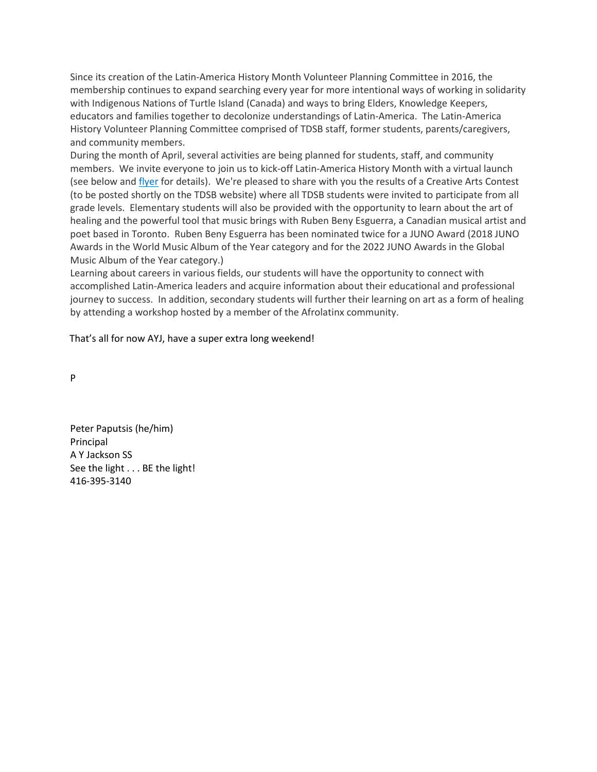Since its creation of the Latin-America History Month Volunteer Planning Committee in 2016, the membership continues to expand searching every year for more intentional ways of working in solidarity with Indigenous Nations of Turtle Island (Canada) and ways to bring Elders, Knowledge Keepers, educators and families together to decolonize understandings of Latin-America. The Latin-America History Volunteer Planning Committee comprised of TDSB staff, former students, parents/caregivers, and community members.

During the month of April, several activities are being planned for students, staff, and community members. We invite everyone to join us to kick-off Latin-America History Month with a virtual launch (see below and flyer for details). We're pleased to share with you the results of a Creative Arts Contest (to be posted shortly on the TDSB website) where all TDSB students were invited to participate from all grade levels. Elementary students will also be provided with the opportunity to learn about the art of healing and the powerful tool that music brings with Ruben Beny Esguerra, a Canadian musical artist and poet based in Toronto. Ruben Beny Esguerra has been nominated twice for a JUNO Award (2018 JUNO Awards in the World Music Album of the Year category and for the 2022 JUNO Awards in the Global Music Album of the Year category.)

Learning about careers in various fields, our students will have the opportunity to connect with accomplished Latin-America leaders and acquire information about their educational and professional journey to success. In addition, secondary students will further their learning on art as a form of healing by attending a workshop hosted by a member of the Afrolatinx community.

That's all for now AYJ, have a super extra long weekend!

P

Peter Paputsis (he/him)
Principal
A Y Jackson SS
See the light . . . BE the light!
416-395-3140